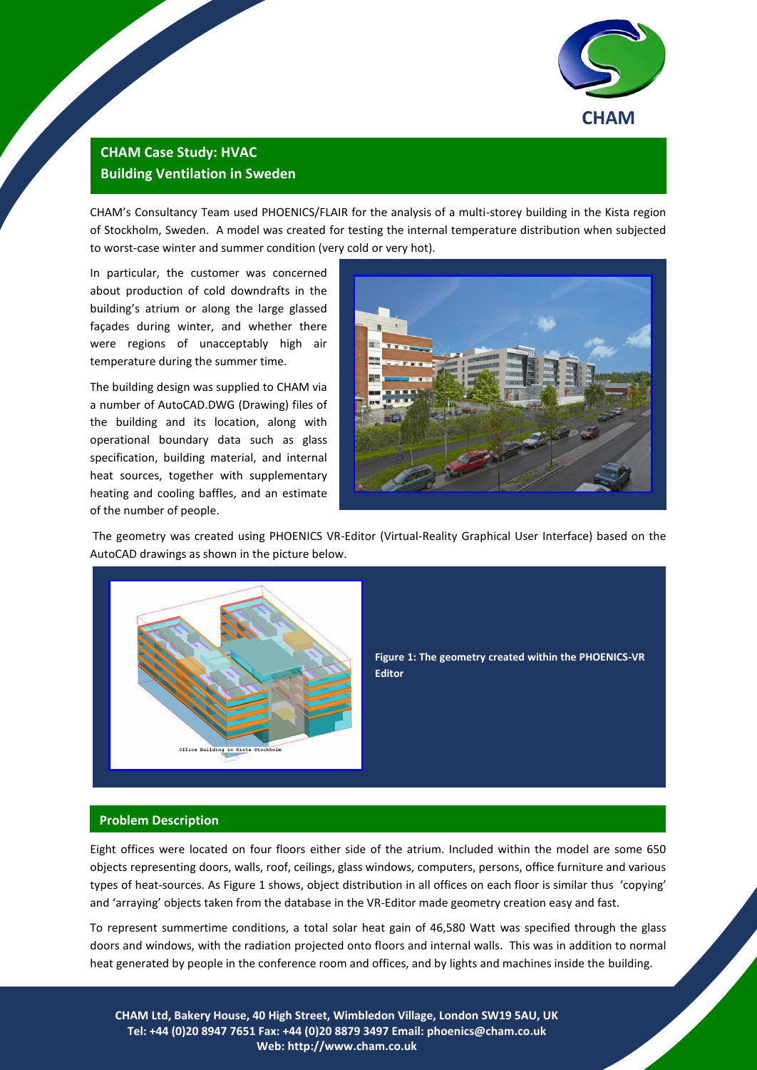## CHAM Case Study: HVAC
## Building Ventilation in Sweden

CHAM's Consultancy Team used PHOENICS/FLAIR for the analysis of a multi-storey building in the Kista region of Stockholm, Sweden. A model was created for testing the internal temperature distribution when subjected to worst-case winter and summer condition (very cold or very hot).

In particular, the customer was concerned about production of cold downdrafts in the building's atrium or along the large glassed façades during winter, and whether there were regions of unacceptably high air temperature during the summer time.

The building design was supplied to CHAM via a number of AutoCAD.DWG (Drawing) files of the building and its location, along with operational boundary data such as glass specification, building material, and internal heat sources, together with supplementary heating and cooling baffles, and an estimate of the number of people.

The geometry was created using PHOENICS VR-Editor (Virtual-Reality Graphical User Interface) based on the AutoCAD drawings as shown in the picture below.

**Figure 1: The geometry created within the PHOENICS-VR Editor**

## Problem Description

Eight offices were located on four floors either side of the atrium. Included within the model are some 650 objects representing doors, walls, roof, ceilings, glass windows, computers, persons, office furniture and various types of heat-sources. As Figure 1 shows, object distribution in all offices on each floor is similar thus 'copying' and 'arraying' objects taken from the database in the VR-Editor made geometry creation easy and fast.

To represent summertime conditions, a total solar heat gain of 46,580 Watt was specified through the glass doors and windows, with the radiation projected onto floors and internal walls. This was in addition to normal heat generated by people in the conference room and offices, and by lights and machines inside the building.

**CHAM Ltd, Bakery House, 40 High Street, Wimbledon Village, London SW19 5AU, UK**
**Tel: +44 (0)20 8947 7651 Fax: +44 (0)20 8879 3497 Email: phoenics@cham.co.uk**
**Web: http://www.cham.co.uk**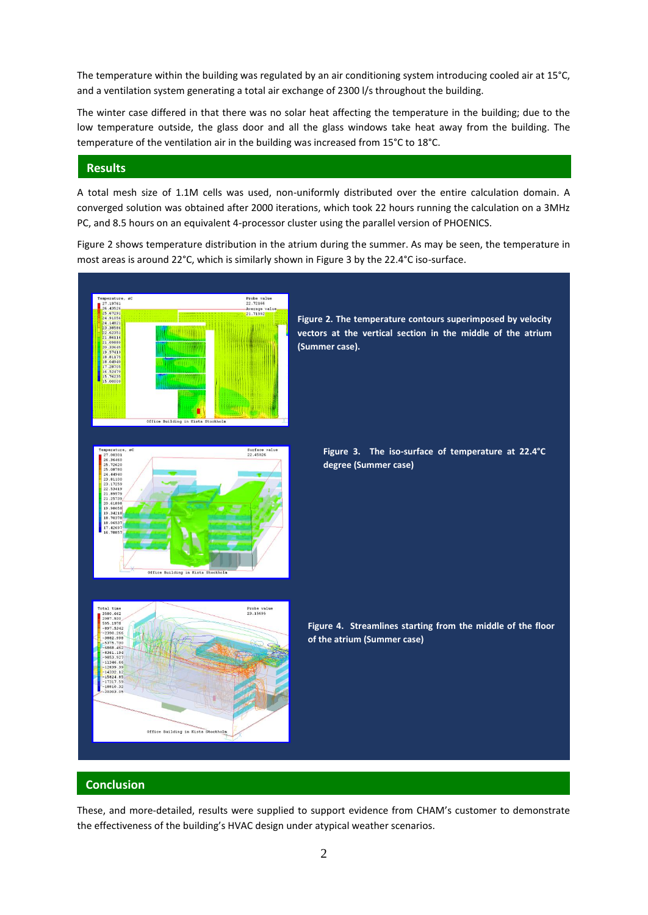The temperature within the building was regulated by an air conditioning system introducing cooled air at 15°C, and a ventilation system generating a total air exchange of 2300 l/s throughout the building.

The winter case differed in that there was no solar heat affecting the temperature in the building; due to the low temperature outside, the glass door and all the glass windows take heat away from the building. The temperature of the ventilation air in the building was increased from 15°C to 18°C.

## Results

A total mesh size of 1.1M cells was used, non-uniformly distributed over the entire calculation domain. A converged solution was obtained after 2000 iterations, which took 22 hours running the calculation on a 3MHz PC, and 8.5 hours on an equivalent 4-processor cluster using the parallel version of PHOENICS.

Figure 2 shows temperature distribution in the atrium during the summer. As may be seen, the temperature in most areas is around 22°C, which is similarly shown in Figure 3 by the 22.4°C iso-surface.

**Figure 2. The temperature contours superimposed by velocity vectors at the vertical section in the middle of the atrium (Summer case).**

**Figure 3. The iso-surface of temperature at 22.4°C degree (Summer case)**

**Figure 4. Streamlines starting from the middle of the floor of the atrium (Summer case)**

## Conclusion

These, and more-detailed, results were supplied to support evidence from CHAM's customer to demonstrate the effectiveness of the building's HVAC design under atypical weather scenarios.